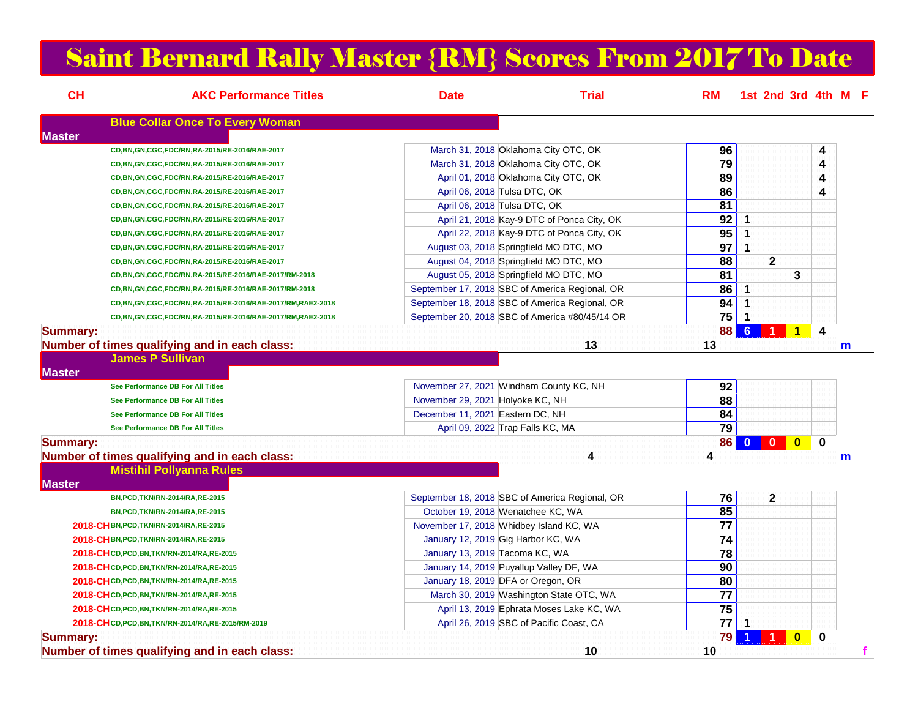# Saint Bernard Rally Master {RM} Scores From 2017 To Date

| CH | AKC Performance Titles | Date | Trial | RM | 1st | 2nd | 3rd | 4th | M | F |
|---|---|---|---|---|---|---|---|---|---|---|
| **Blue Collar Once To Every Woman** | | | | | | | | | | |
| **Master** | | | | | | | | | | |
| | CD,BN,GN,CGC,FDC/RN,RA-2015/RE-2016/RAE-2017 | March 31, 2018 | Oklahoma City OTC, OK | 96 | | | | 4 | | |
| | CD,BN,GN,CGC,FDC/RN,RA-2015/RE-2016/RAE-2017 | March 31, 2018 | Oklahoma City OTC, OK | 79 | | | | 4 | | |
| | CD,BN,GN,CGC,FDC/RN,RA-2015/RE-2016/RAE-2017 | April 01, 2018 | Oklahoma City OTC, OK | 89 | | | | 4 | | |
| | CD,BN,GN,CGC,FDC/RN,RA-2015/RE-2016/RAE-2017 | April 06, 2018 | Tulsa DTC, OK | 86 | | | | 4 | | |
| | CD,BN,GN,CGC,FDC/RN,RA-2015/RE-2016/RAE-2017 | April 06, 2018 | Tulsa DTC, OK | 81 | | | | | | |
| | CD,BN,GN,CGC,FDC/RN,RA-2015/RE-2016/RAE-2017 | April 21, 2018 | Kay-9 DTC of Ponca City, OK | 92 | 1 | | | | | |
| | CD,BN,GN,CGC,FDC/RN,RA-2015/RE-2016/RAE-2017 | April 22, 2018 | Kay-9 DTC of Ponca City, OK | 95 | 1 | | | | | |
| | CD,BN,GN,CGC,FDC/RN,RA-2015/RE-2016/RAE-2017 | August 03, 2018 | Springfield MO DTC, MO | 97 | 1 | | | | | |
| | CD,BN,GN,CGC,FDC/RN,RA-2015/RE-2016/RAE-2017 | August 04, 2018 | Springfield MO DTC, MO | 88 | | 2 | | | | |
| | CD,BN,GN,CGC,FDC/RN,RA-2015/RE-2016/RAE-2017/RM-2018 | August 05, 2018 | Springfield MO DTC, MO | 81 | | | 3 | | | |
| | CD,BN,GN,CGC,FDC/RN,RA-2015/RE-2016/RAE-2017/RM-2018 | September 17, 2018 | SBC of America Regional, OR | 86 | 1 | | | | | |
| | CD,BN,GN,CGC,FDC/RN,RA-2015/RE-2016/RAE-2017/RM,RAE2-2018 | September 18, 2018 | SBC of America Regional, OR | 94 | 1 | | | | | |
| | CD,BN,GN,CGC,FDC/RN,RA-2015/RE-2016/RAE-2017/RM,RAE2-2018 | September 20, 2018 | SBC of America #80/45/14 OR | 75 | 1 | | | | | |
| **Summary:** | | | | 88 | 6 | 1 | 1 | 4 | | |
| **Number of times qualifying and in each class:** | | | 13 | 13 | | | | | m | |
| **James P Sullivan** | | | | | | | | | | |
| **Master** | | | | | | | | | | |
| | See Performance DB For All Titles | November 27, 2021 | Windham County KC, NH | 92 | | | | | | |
| | See Performance DB For All Titles | November 29, 2021 | Holyoke KC, NH | 88 | | | | | | |
| | See Performance DB For All Titles | December 11, 2021 | Eastern DC, NH | 84 | | | | | | |
| | See Performance DB For All Titles | April 09, 2022 | Trap Falls KC, MA | 79 | | | | | | |
| **Summary:** | | | | 86 | 0 | 0 | 0 | 0 | | |
| **Number of times qualifying and in each class:** | | | 4 | 4 | | | | | m | |
| **Mistihil Pollyanna Rules** | | | | | | | | | | |
| **Master** | | | | | | | | | | |
| | BN,PCD,TKN/RN-2014/RA,RE-2015 | September 18, 2018 | SBC of America Regional, OR | 76 | | 2 | | | | |
| | BN,PCD,TKN/RN-2014/RA,RE-2015 | October 19, 2018 | Wenatchee KC, WA | 85 | | | | | | |
| 2018-CH | BN,PCD,TKN/RN-2014/RA,RE-2015 | November 17, 2018 | Whidbey Island KC, WA | 77 | | | | | | |
| 2018-CH | BN,PCD,TKN/RN-2014/RA,RE-2015 | January 12, 2019 | Gig Harbor KC, WA | 74 | | | | | | |
| 2018-CH | CD,PCD,BN,TKN/RN-2014/RA,RE-2015 | January 13, 2019 | Tacoma KC, WA | 78 | | | | | | |
| 2018-CH | CD,PCD,BN,TKN/RN-2014/RA,RE-2015 | January 14, 2019 | Puyallup Valley DF, WA | 90 | | | | | | |
| 2018-CH | CD,PCD,BN,TKN/RN-2014/RA,RE-2015 | January 18, 2019 | DFA or Oregon, OR | 80 | | | | | | |
| 2018-CH | CD,PCD,BN,TKN/RN-2014/RA,RE-2015 | March 30, 2019 | Washington State OTC, WA | 77 | | | | | | |
| 2018-CH | CD,PCD,BN,TKN/RN-2014/RA,RE-2015 | April 13, 2019 | Ephrata Moses Lake KC, WA | 75 | | | | | | |
| 2018-CH | CD,PCD,BN,TKN/RN-2014/RA,RE-2015/RM-2019 | April 26, 2019 | SBC of Pacific Coast, CA | 77 | 1 | | | | | |
| **Summary:** | | | | 79 | 1 | 1 | 0 | 0 | | |
| **Number of times qualifying and in each class:** | | | 10 | 10 | | | | | | f |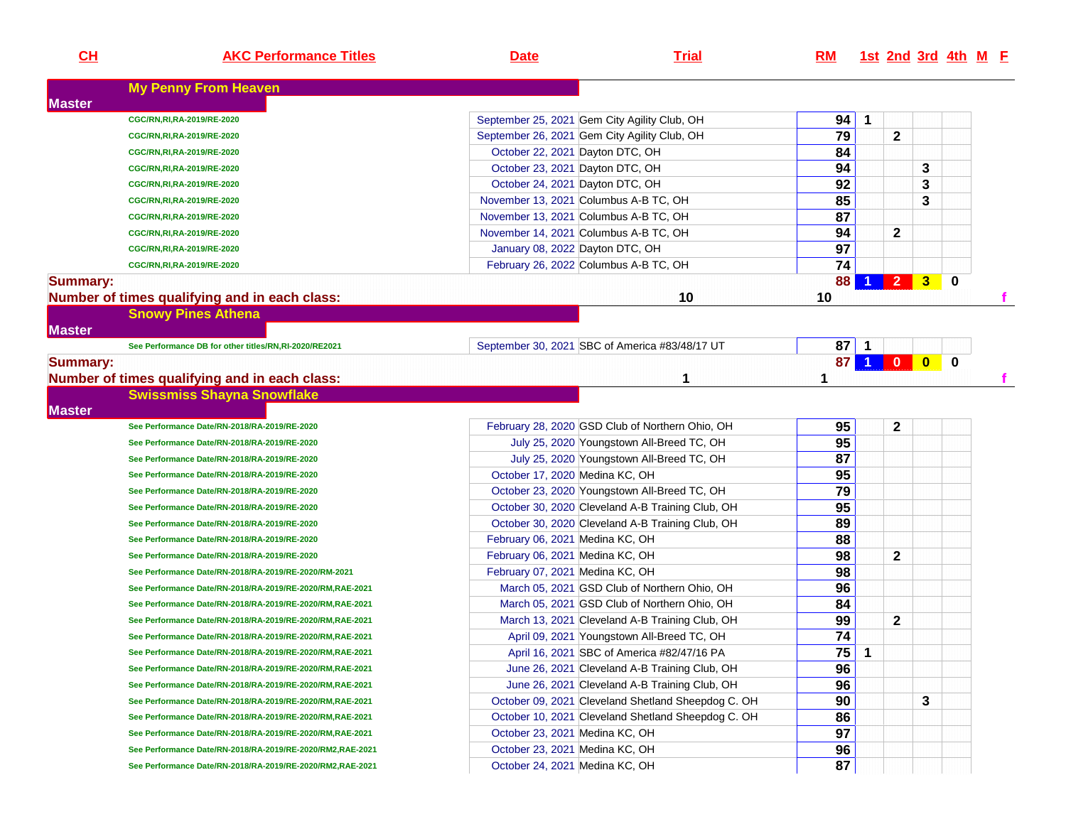| CH | AKC Performance Titles | Date | Trial | RM | 1st | 2nd | 3rd | 4th | M | F |
|---|---|---|---|---|---|---|---|---|---|---|
| **My Penny From Heaven** | | | | | | | | | | |
| **Master** | | | | | | | | | | |
| | CGC/RN,RI,RA-2019/RE-2020 | September 25, 2021 | Gem City Agility Club, OH | 94 | 1 | | | | | |
| | CGC/RN,RI,RA-2019/RE-2020 | September 26, 2021 | Gem City Agility Club, OH | 79 | | 2 | | | | |
| | CGC/RN,RI,RA-2019/RE-2020 | October 22, 2021 | Dayton DTC, OH | 84 | | | | | | |
| | CGC/RN,RI,RA-2019/RE-2020 | October 23, 2021 | Dayton DTC, OH | 94 | | | 3 | | | |
| | CGC/RN,RI,RA-2019/RE-2020 | October 24, 2021 | Dayton DTC, OH | 92 | | | 3 | | | |
| | CGC/RN,RI,RA-2019/RE-2020 | November 13, 2021 | Columbus A-B TC, OH | 85 | | | 3 | | | |
| | CGC/RN,RI,RA-2019/RE-2020 | November 13, 2021 | Columbus A-B TC, OH | 87 | | | | | | |
| | CGC/RN,RI,RA-2019/RE-2020 | November 14, 2021 | Columbus A-B TC, OH | 94 | | 2 | | | | |
| | CGC/RN,RI,RA-2019/RE-2020 | January 08, 2022 | Dayton DTC, OH | 97 | | | | | | |
| | CGC/RN,RI,RA-2019/RE-2020 | February 26, 2022 | Columbus A-B TC, OH | 74 | | | | | | |
| **Summary:** | | | | 88 | 1 | 2 | 3 | 0 | | |
| **Number of times qualifying and in each class:** | | | 10 | 10 | | | | | | f |
| **Snowy Pines Athena** | | | | | | | | | | |
| **Master** | | | | | | | | | | |
| | See Performance DB for other titles/RN,RI-2020/RE2021 | September 30, 2021 | SBC of America #83/48/17 UT | 87 | 1 | | | | | |
| **Summary:** | | | | 87 | 1 | 0 | 0 | 0 | | |
| **Number of times qualifying and in each class:** | | | 1 | 1 | | | | | | f |
| **Swissmiss Shayna Snowflake** | | | | | | | | | | |
| **Master** | | | | | | | | | | |
| | See Performance Date/RN-2018/RA-2019/RE-2020 | February 28, 2020 | GSD Club of Northern Ohio, OH | 95 | | 2 | | | | |
| | See Performance Date/RN-2018/RA-2019/RE-2020 | July 25, 2020 | Youngstown All-Breed TC, OH | 95 | | | | | | |
| | See Performance Date/RN-2018/RA-2019/RE-2020 | July 25, 2020 | Youngstown All-Breed TC, OH | 87 | | | | | | |
| | See Performance Date/RN-2018/RA-2019/RE-2020 | October 17, 2020 | Medina KC, OH | 95 | | | | | | |
| | See Performance Date/RN-2018/RA-2019/RE-2020 | October 23, 2020 | Youngstown All-Breed TC, OH | 79 | | | | | | |
| | See Performance Date/RN-2018/RA-2019/RE-2020 | October 30, 2020 | Cleveland A-B Training Club, OH | 95 | | | | | | |
| | See Performance Date/RN-2018/RA-2019/RE-2020 | October 30, 2020 | Cleveland A-B Training Club, OH | 89 | | | | | | |
| | See Performance Date/RN-2018/RA-2019/RE-2020 | February 06, 2021 | Medina KC, OH | 88 | | | | | | |
| | See Performance Date/RN-2018/RA-2019/RE-2020 | February 06, 2021 | Medina KC, OH | 98 | | 2 | | | | |
| | See Performance Date/RN-2018/RA-2019/RE-2020/RM-2021 | February 07, 2021 | Medina KC, OH | 98 | | | | | | |
| | See Performance Date/RN-2018/RA-2019/RE-2020/RM,RAE-2021 | March 05, 2021 | GSD Club of Northern Ohio, OH | 96 | | | | | | |
| | See Performance Date/RN-2018/RA-2019/RE-2020/RM,RAE-2021 | March 05, 2021 | GSD Club of Northern Ohio, OH | 84 | | | | | | |
| | See Performance Date/RN-2018/RA-2019/RE-2020/RM,RAE-2021 | March 13, 2021 | Cleveland A-B Training Club, OH | 99 | | 2 | | | | |
| | See Performance Date/RN-2018/RA-2019/RE-2020/RM,RAE-2021 | April 09, 2021 | Youngstown All-Breed TC, OH | 74 | | | | | | |
| | See Performance Date/RN-2018/RA-2019/RE-2020/RM,RAE-2021 | April 16, 2021 | SBC of America #82/47/16 PA | 75 | 1 | | | | | |
| | See Performance Date/RN-2018/RA-2019/RE-2020/RM,RAE-2021 | June 26, 2021 | Cleveland A-B Training Club, OH | 96 | | | | | | |
| | See Performance Date/RN-2018/RA-2019/RE-2020/RM,RAE-2021 | June 26, 2021 | Cleveland A-B Training Club, OH | 96 | | | | | | |
| | See Performance Date/RN-2018/RA-2019/RE-2020/RM,RAE-2021 | October 09, 2021 | Cleveland Shetland Sheepdog C. OH | 90 | | | 3 | | | |
| | See Performance Date/RN-2018/RA-2019/RE-2020/RM,RAE-2021 | October 10, 2021 | Cleveland Shetland Sheepdog C. OH | 86 | | | | | | |
| | See Performance Date/RN-2018/RA-2019/RE-2020/RM,RAE-2021 | October 23, 2021 | Medina KC, OH | 97 | | | | | | |
| | See Performance Date/RN-2018/RA-2019/RE-2020/RM2,RAE-2021 | October 23, 2021 | Medina KC, OH | 96 | | | | | | |
| | See Performance Date/RN-2018/RA-2019/RE-2020/RM2,RAE-2021 | October 24, 2021 | Medina KC, OH | 87 | | | | | | |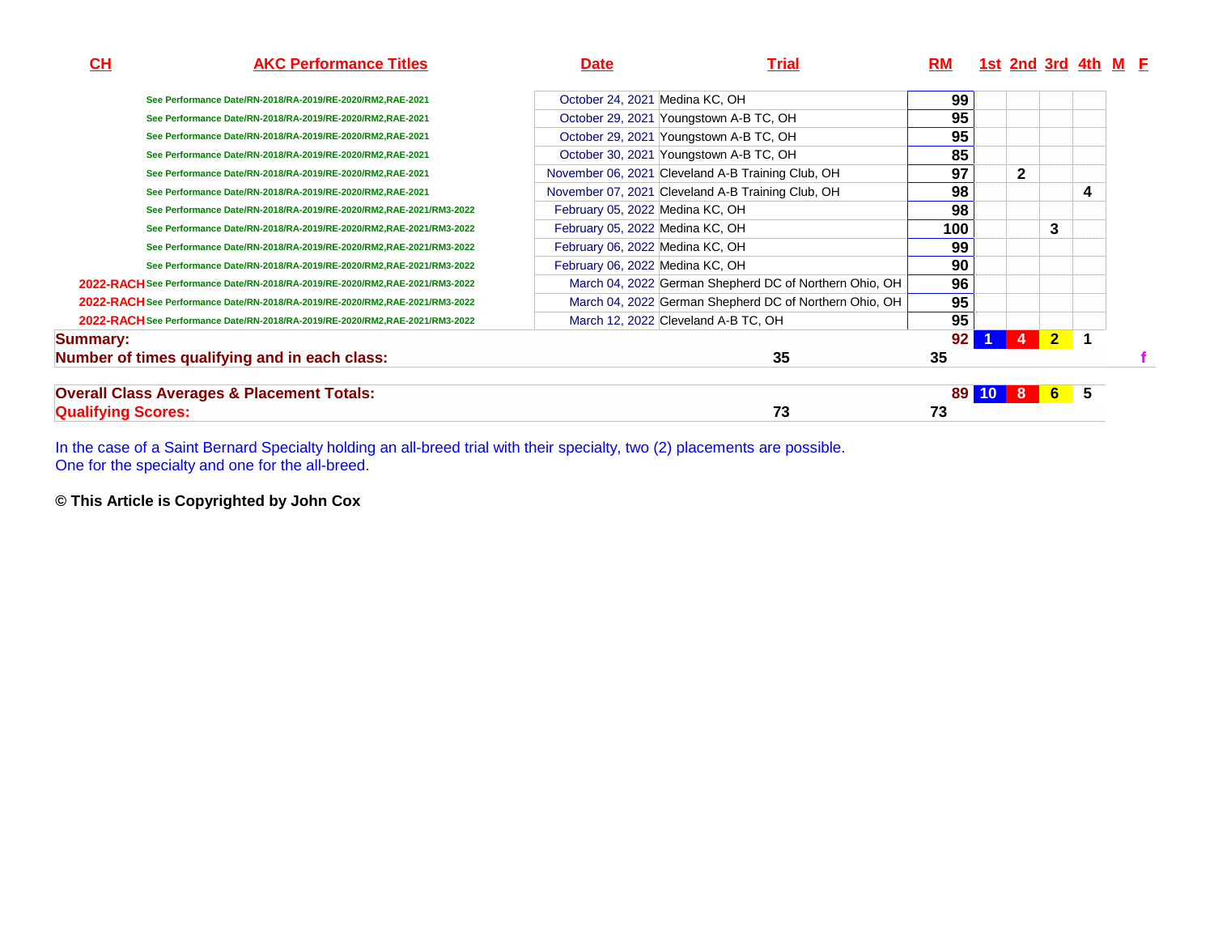| CH | AKC Performance Titles | Date | Trial | RM | 1st | 2nd | 3rd | 4th | M | F |
|---|---|---|---|---|---|---|---|---|---|---|
| | See Performance Date/RN-2018/RA-2019/RE-2020/RM2,RAE-2021 | October 24, 2021 | Medina KC, OH | 99 | | | | | | |
| | See Performance Date/RN-2018/RA-2019/RE-2020/RM2,RAE-2021 | October 29, 2021 | Youngstown A-B TC, OH | 95 | | | | | | |
| | See Performance Date/RN-2018/RA-2019/RE-2020/RM2,RAE-2021 | October 29, 2021 | Youngstown A-B TC, OH | 95 | | | | | | |
| | See Performance Date/RN-2018/RA-2019/RE-2020/RM2,RAE-2021 | October 30, 2021 | Youngstown A-B TC, OH | 85 | | | | | | |
| | See Performance Date/RN-2018/RA-2019/RE-2020/RM2,RAE-2021 | November 06, 2021 | Cleveland A-B Training Club, OH | 97 | | 2 | | | | |
| | See Performance Date/RN-2018/RA-2019/RE-2020/RM2,RAE-2021 | November 07, 2021 | Cleveland A-B Training Club, OH | 98 | | | | 4 | | |
| | See Performance Date/RN-2018/RA-2019/RE-2020/RM2,RAE-2021/RM3-2022 | February 05, 2022 | Medina KC, OH | 98 | | | | | | |
| | See Performance Date/RN-2018/RA-2019/RE-2020/RM2,RAE-2021/RM3-2022 | February 05, 2022 | Medina KC, OH | 100 | | | 3 | | | |
| | See Performance Date/RN-2018/RA-2019/RE-2020/RM2,RAE-2021/RM3-2022 | February 06, 2022 | Medina KC, OH | 99 | | | | | | |
| | See Performance Date/RN-2018/RA-2019/RE-2020/RM2,RAE-2021/RM3-2022 | February 06, 2022 | Medina KC, OH | 90 | | | | | | |
| 2022-RACH | See Performance Date/RN-2018/RA-2019/RE-2020/RM2,RAE-2021/RM3-2022 | March 04, 2022 | German Shepherd DC of Northern Ohio, OH | 96 | | | | | | |
| 2022-RACH | See Performance Date/RN-2018/RA-2019/RE-2020/RM2,RAE-2021/RM3-2022 | March 04, 2022 | German Shepherd DC of Northern Ohio, OH | 95 | | | | | | |
| 2022-RACH | See Performance Date/RN-2018/RA-2019/RE-2020/RM2,RAE-2021/RM3-2022 | March 12, 2022 | Cleveland A-B TC, OH | 95 | | | | | | |
| **Summary:** | | | | 92 | 1 | 4 | 2 | 1 | | |
| **Number of times qualifying and in each class:** | | | 35 | 35 | | | | | | f |
| **Overall Class Averages & Placement Totals:** | | | | 89 | 10 | 8 | 6 | 5 | | |
| **Qualifying Scores:** | | | 73 | 73 | | | | | | |

In the case of a Saint Bernard Specialty holding an all-breed trial with their specialty, two (2) placements are possible.
One for the specialty and one for the all-breed.

**© This Article is Copyrighted by John Cox**